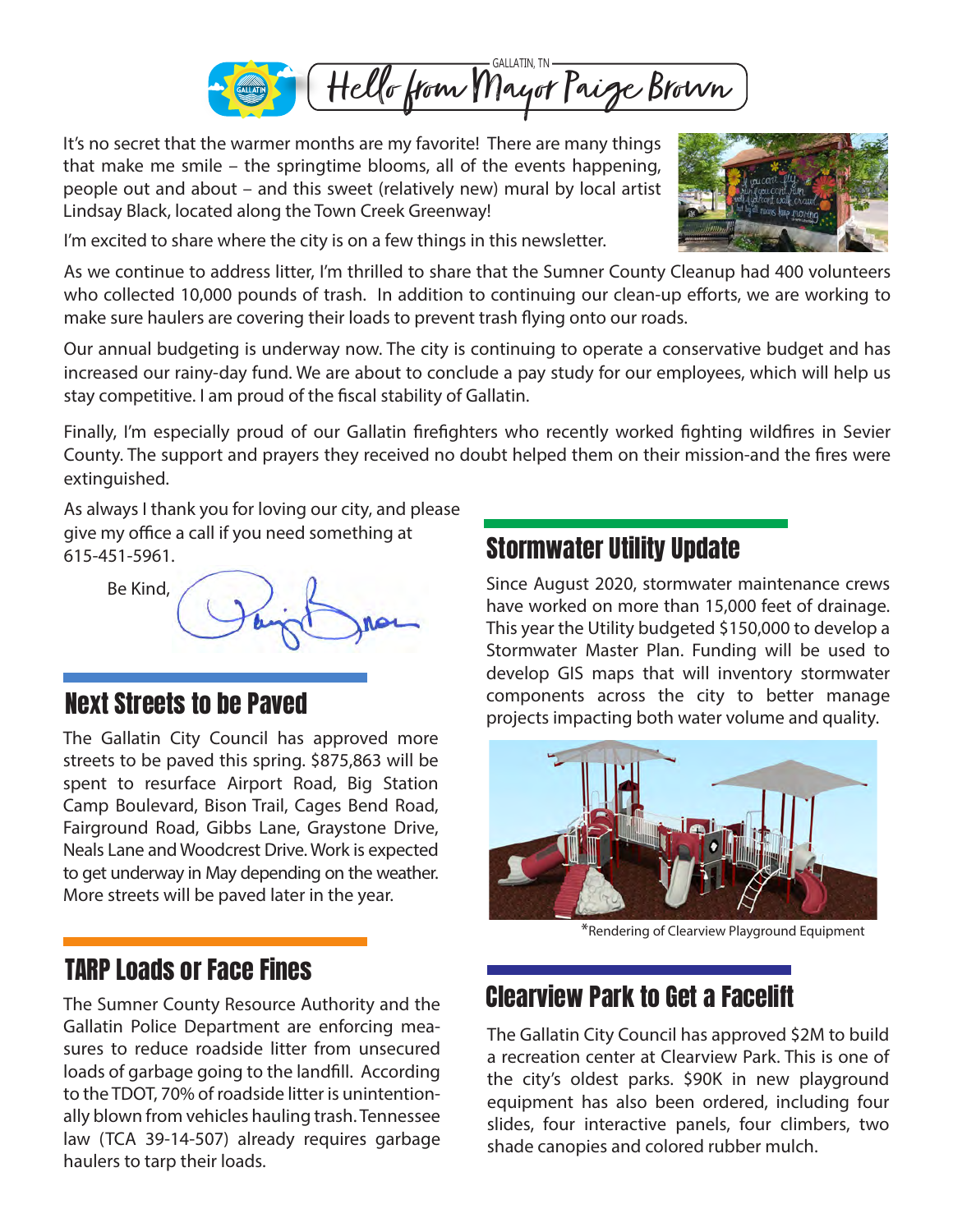# Hello from Mayor Paige Brown

GALLATIN, TN

It's no secret that the warmer months are my favorite! There are many things that make me smile – the springtime blooms, all of the events happening, people out and about – and this sweet (relatively new) mural by local artist Lindsay Black, located along the Town Creek Greenway!

I'm excited to share where the city is on a few things in this newsletter.

As we continue to address litter, I'm thrilled to share that the Sumner County Cleanup had 400 volunteers who collected 10,000 pounds of trash. In addition to continuing our clean-up efforts, we are working to make sure haulers are covering their loads to prevent trash flying onto our roads.

Our annual budgeting is underway now. The city is continuing to operate a conservative budget and has increased our rainy-day fund. We are about to conclude a pay study for our employees, which will help us stay competitive. I am proud of the fiscal stability of Gallatin.

Finally, I'm especially proud of our Gallatin firefighters who recently worked fighting wildfires in Sevier County. The support and prayers they received no doubt helped them on their mission-and the fires were extinguished.

As always I thank you for loving our city, and please give my office a call if you need something at 615-451-5961.

Be Kind,

## Next Streets to be Paved

The Gallatin City Council has approved more streets to be paved this spring. $875,863 will be spent to resurface Airport Road, Big Station Camp Boulevard, Bison Trail, Cages Bend Road, Fairground Road, Gibbs Lane, Graystone Drive, Neals Lane and Woodcrest Drive. Work is expected to get underway in May depending on the weather. More streets will be paved later in the year.

## TARP Loads or Face Fines

The Sumner County Resource Authority and the Gallatin Police Department are enforcing measures to reduce roadside litter from unsecured loads of garbage going to the landfill. According to the TDOT, 70% of roadside litter is unintentionally blown from vehicles hauling trash. Tennessee law (TCA 39-14-507) already requires garbage haulers to tarp their loads.

## Stormwater Utility Update

Since August 2020, stormwater maintenance crews have worked on more than 15,000 feet of drainage. This year the Utility budgeted $150,000 to develop a Stormwater Master Plan. Funding will be used to develop GIS maps that will inventory stormwater components across the city to better manage projects impacting both water volume and quality.

*Rendering of Clearview Playground Equipment

## Clearview Park to Get a Facelift

The Gallatin City Council has approved $2M to build a recreation center at Clearview Park. This is one of the city's oldest parks. $90K in new playground equipment has also been ordered, including four slides, four interactive panels, four climbers, two shade canopies and colored rubber mulch.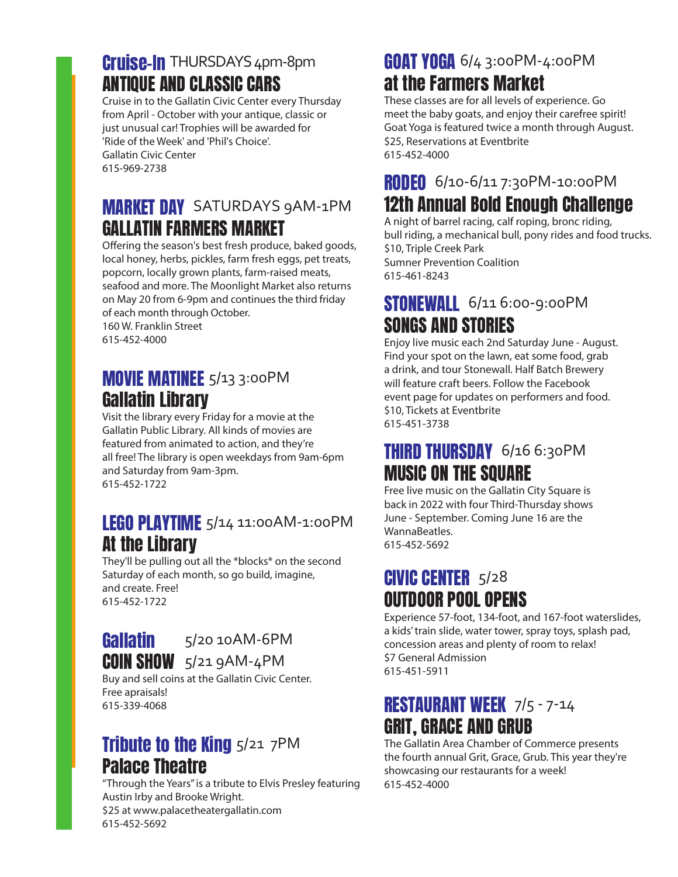## Cruise-In THURSDAYS 4pm-8pm
## ANTIQUE AND CLASSIC CARS

Cruise in to the Gallatin Civic Center every Thursday from April - October with your antique, classic or just unusual car! Trophies will be awarded for 'Ride of the Week' and 'Phil's Choice'.
Gallatin Civic Center
615-969-2738

## MARKET DAY SATURDAYS 9AM-1PM
## GALLATIN FARMERS MARKET

Offering the season's best fresh produce, baked goods, local honey, herbs, pickles, farm fresh eggs, pet treats, popcorn, locally grown plants, farm-raised meats, seafood and more. The Moonlight Market also returns on May 20 from 6-9pm and continues the third friday of each month through October.
160 W. Franklin Street
615-452-4000

## MOVIE MATINEE 5/13 3:00PM
## Gallatin Library

Visit the library every Friday for a movie at the Gallatin Public Library. All kinds of movies are featured from animated to action, and they're all free! The library is open weekdays from 9am-6pm and Saturday from 9am-3pm.
615-452-1722

## LEGO PLAYTIME 5/14 11:00AM-1:00PM
## At the Library

They'll be pulling out all the *blocks* on the second Saturday of each month, so go build, imagine, and create. Free!
615-452-1722

## Gallatin 5/20 10AM-6PM
## COIN SHOW 5/21 9AM-4PM

Buy and sell coins at the Gallatin Civic Center. Free apraisals!
615-339-4068

## Tribute to the King 5/21 7PM
## Palace Theatre

"Through the Years" is a tribute to Elvis Presley featuring Austin Irby and Brooke Wright.
$25 at www.palacetheatergallatin.com
615-452-5692

## GOAT YOGA 6/4 3:00PM-4:00PM
## at the Farmers Market

These classes are for all levels of experience. Go meet the baby goats, and enjoy their carefree spirit! Goat Yoga is featured twice a month through August.
$25, Reservations at Eventbrite
615-452-4000

## RODEO 6/10-6/11 7:30PM-10:00PM
## 12th Annual Bold Enough Challenge

A night of barrel racing, calf roping, bronc riding, bull riding, a mechanical bull, pony rides and food trucks.
$10, Triple Creek Park
Sumner Prevention Coalition
615-461-8243

## STONEWALL 6/11 6:00-9:00PM
## SONGS AND STORIES

Enjoy live music each 2nd Saturday June - August. Find your spot on the lawn, eat some food, grab a drink, and tour Stonewall. Half Batch Brewery will feature craft beers. Follow the Facebook event page for updates on performers and food.
$10, Tickets at Eventbrite
615-451-3738

## THIRD THURSDAY 6/16 6:30PM
## MUSIC ON THE SQUARE

Free live music on the Gallatin City Square is back in 2022 with four Third-Thursday shows June - September. Coming June 16 are the WannaBeatles.
615-452-5692

## CIVIC CENTER 5/28
## OUTDOOR POOL OPENS

Experience 57-foot, 134-foot, and 167-foot waterslides, a kids' train slide, water tower, spray toys, splash pad, concession areas and plenty of room to relax!
$7 General Admission
615-451-5911

## RESTAURANT WEEK 7/5 - 7-14
## GRIT, GRACE AND GRUB

The Gallatin Area Chamber of Commerce presents the fourth annual Grit, Grace, Grub. This year they're showcasing our restaurants for a week!
615-452-4000